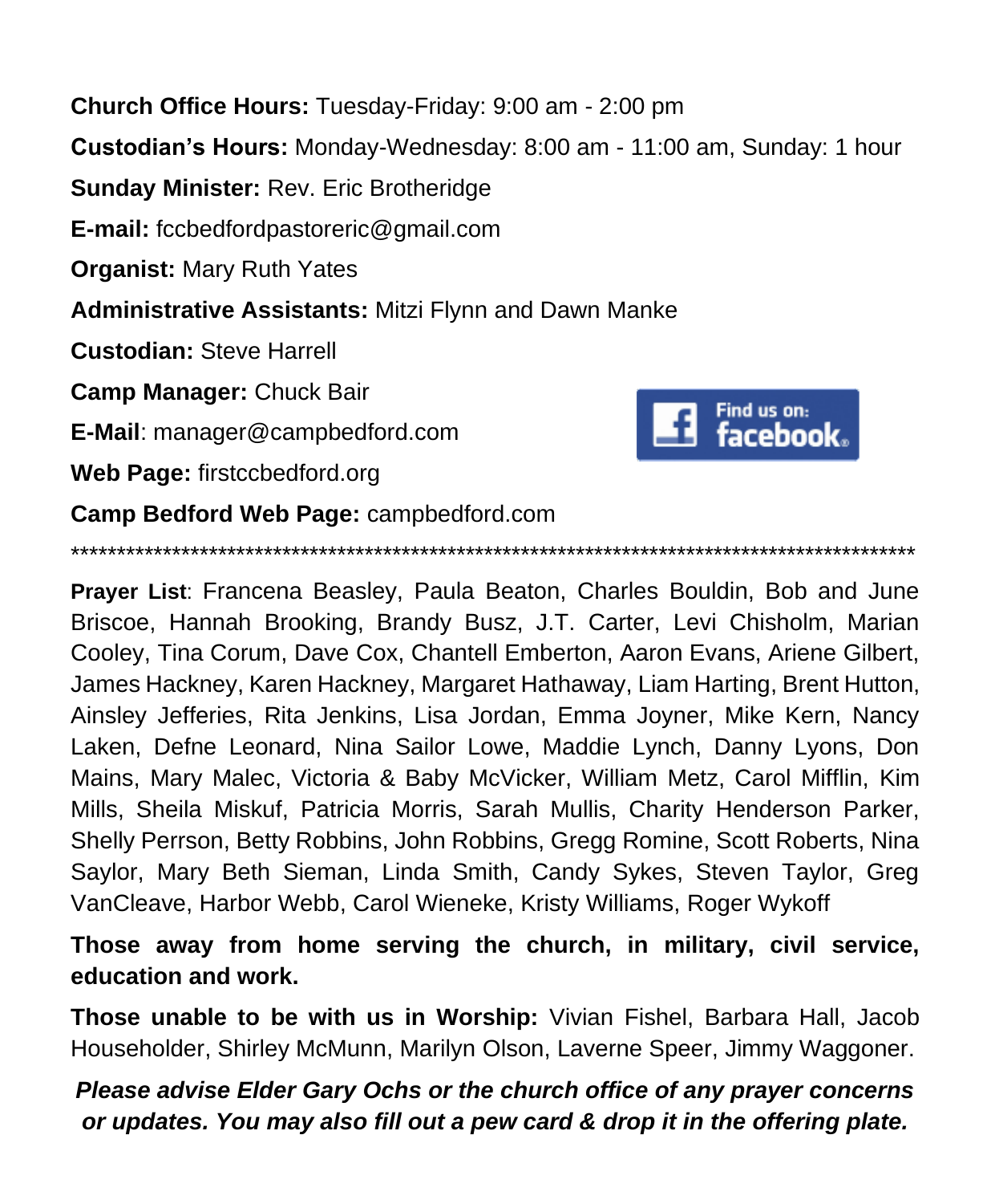**Church Office Hours:** Tuesday-Friday: 9:00 am - 2:00 pm

**Custodian's Hours:** Monday-Wednesday: 8:00 am - 11:00 am, Sunday: 1 hour

**Sunday Minister:** Rev. Eric Brotheridge

**E-mail:** fccbedfordpastoreric@gmail.com

**Organist:** Mary Ruth Yates

**Administrative Assistants:** Mitzi Flynn and Dawn Manke

**Custodian:** Steve Harrell

**Camp Manager:** Chuck Bair

**E-Mail**: manager@campbedford.com

**Web Page:** firstccbedford.org

**Camp Bedford Web Page:** campbedford.com

Find us on: facebook.

****************************************************************************************************

**Prayer List**: Francena Beasley, Paula Beaton, Charles Bouldin, Bob and June Briscoe, Hannah Brooking, Brandy Busz, J.T. Carter, Levi Chisholm, Marian Cooley, Tina Corum, Dave Cox, Chantell Emberton, Aaron Evans, Ariene Gilbert, James Hackney, Karen Hackney, Margaret Hathaway, Liam Harting, Brent Hutton, Ainsley Jefferies, Rita Jenkins, Lisa Jordan, Emma Joyner, Mike Kern, Nancy Laken, Defne Leonard, Nina Sailor Lowe, Maddie Lynch, Danny Lyons, Don Mains, Mary Malec, Victoria & Baby McVicker, William Metz, Carol Mifflin, Kim Mills, Sheila Miskuf, Patricia Morris, Sarah Mullis, Charity Henderson Parker, Shelly Perrson, Betty Robbins, John Robbins, Gregg Romine, Scott Roberts, Nina Saylor, Mary Beth Sieman, Linda Smith, Candy Sykes, Steven Taylor, Greg VanCleave, Harbor Webb, Carol Wieneke, Kristy Williams, Roger Wykoff

**Those away from home serving the church, in military, civil service, education and work.**

**Those unable to be with us in Worship:** Vivian Fishel, Barbara Hall, Jacob Householder, Shirley McMunn, Marilyn Olson, Laverne Speer, Jimmy Waggoner.

***Please advise Elder Gary Ochs or the church office of any prayer concerns or updates. You may also fill out a pew card & drop it in the offering plate.***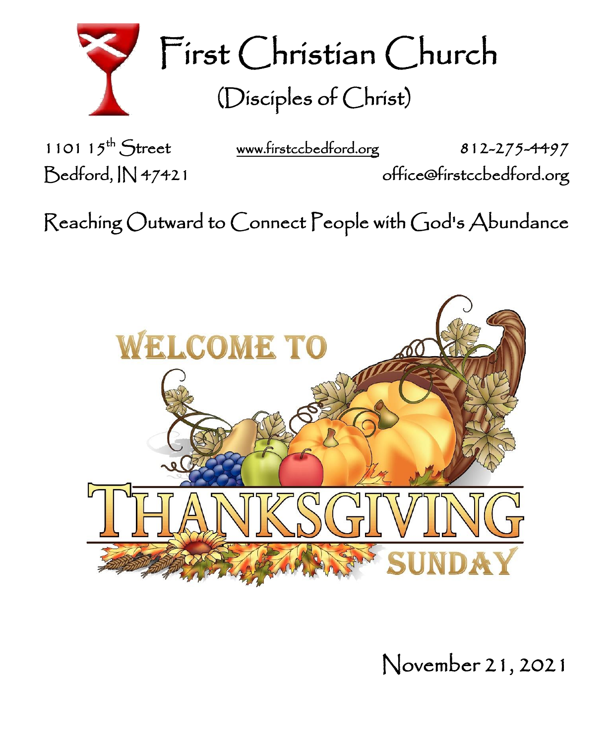# First Christian Church

## (Disciples of Christ)

1101 15th Street
Bedford, IN 47421

www.firstccbedford.org

812-275-4497
office@firstccbedford.org

Reaching Outward to Connect People with God's Abundance

WELCOME TO

THANKSGIVING

SUNDAY

November 21, 2021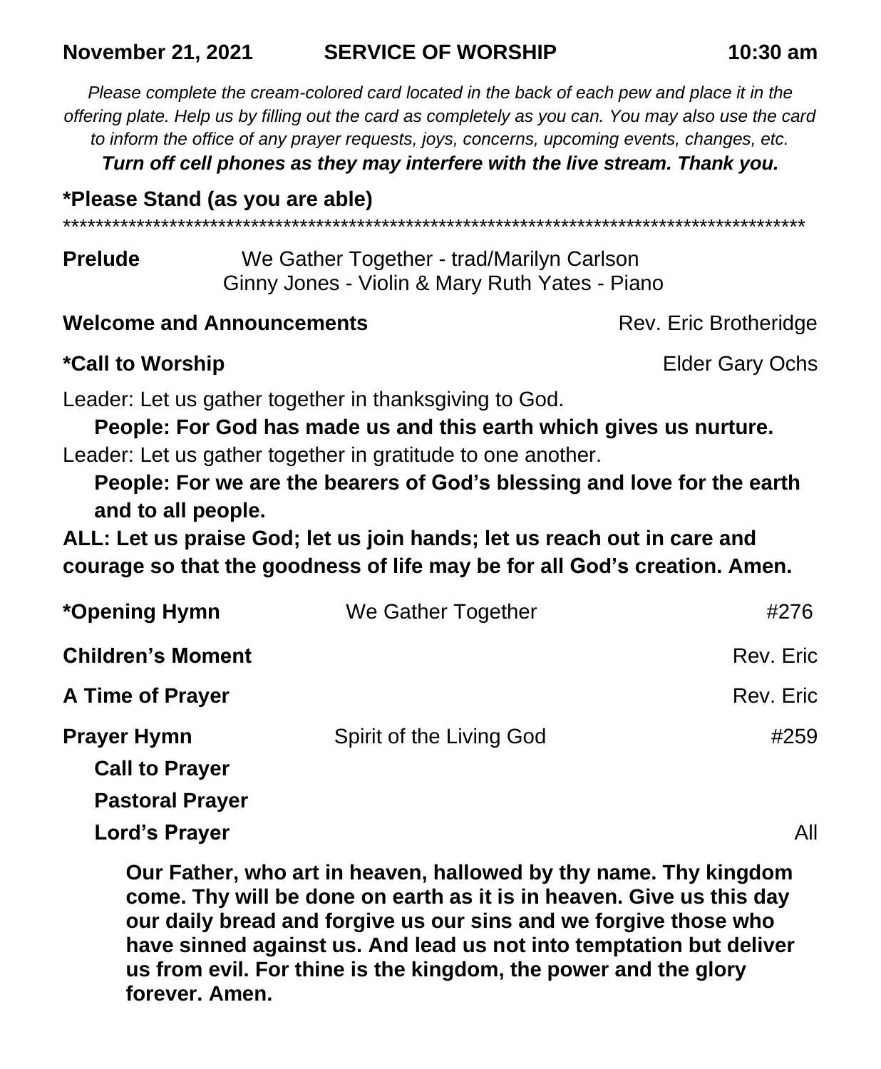**November 21, 2021 SERVICE OF WORSHIP 10:30 am**

*Please complete the cream-colored card located in the back of each pew and place it in the offering plate. Help us by filling out the card as completely as you can. You may also use the card to inform the office of any prayer requests, joys, concerns, upcoming events, changes, etc.*

***Turn off cell phones as they may interfere with the live stream. Thank you.***

**\*Please Stand (as you are able)**

\*\*\*\*\*\*\*\*\*\*\*\*\*\*\*\*\*\*\*\*\*\*\*\*\*\*\*\*\*\*\*\*\*\*\*\*\*\*\*\*\*\*\*\*\*\*\*\*\*\*\*\*\*\*\*\*\*\*\*\*\*\*\*\*\*\*\*\*\*\*\*\*\*\*\*\*\*\*\*\*\*\*\*\*\*\*\*\*\*\*

**Prelude** We Gather Together - trad/Marilyn Carlson
Ginny Jones - Violin & Mary Ruth Yates - Piano

**Welcome and Announcements** Rev. Eric Brotheridge

**\*Call to Worship** Elder Gary Ochs

Leader: Let us gather together in thanksgiving to God.

**People: For God has made us and this earth which gives us nurture.**

Leader: Let us gather together in gratitude to one another.

**People: For we are the bearers of God's blessing and love for the earth and to all people.**

**ALL: Let us praise God; let us join hands; let us reach out in care and courage so that the goodness of life may be for all God's creation. Amen.**

**\*Opening Hymn** We Gather Together #276

**Children's Moment** Rev. Eric

**A Time of Prayer** Rev. Eric

**Prayer Hymn** Spirit of the Living God #259

**Call to Prayer**

**Pastoral Prayer**

**Lord's Prayer** All

**Our Father, who art in heaven, hallowed by thy name. Thy kingdom come. Thy will be done on earth as it is in heaven. Give us this day our daily bread and forgive us our sins and we forgive those who have sinned against us. And lead us not into temptation but deliver us from evil. For thine is the kingdom, the power and the glory forever. Amen.**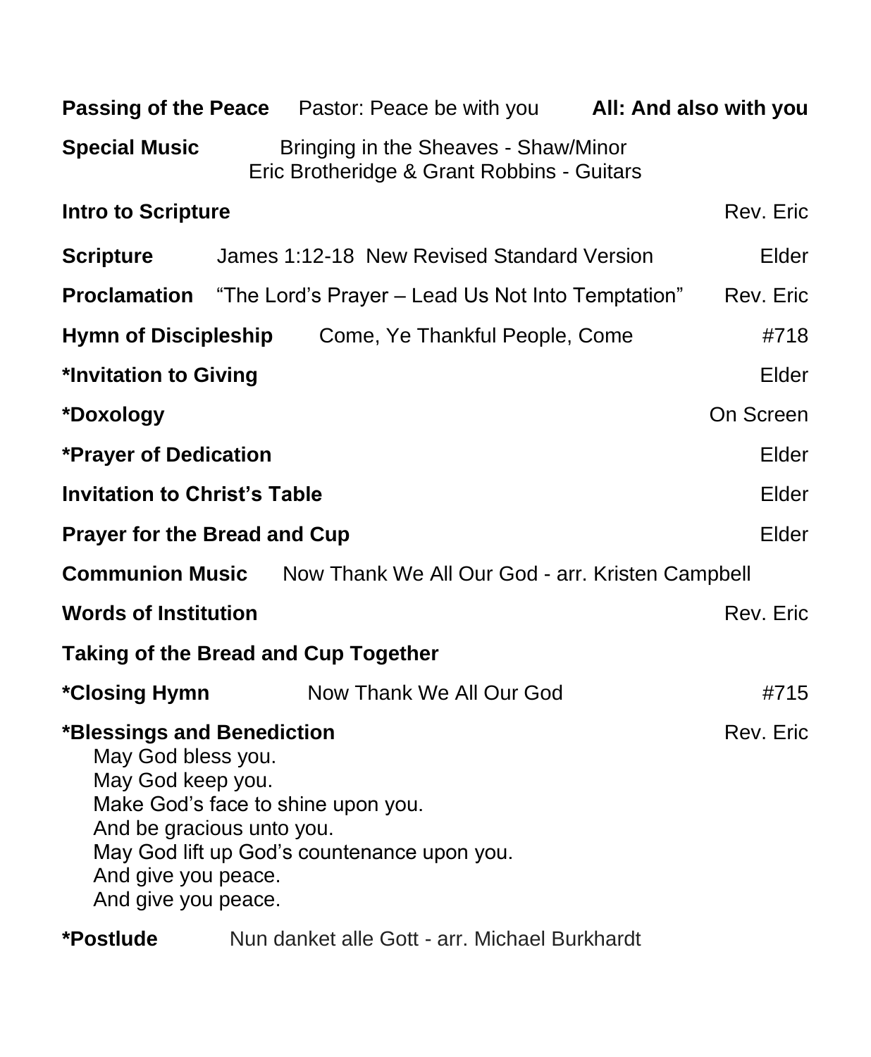**Passing of the Peace** Pastor: Peace be with you **All: And also with you**

**Special Music** Bringing in the Sheaves - Shaw/Minor
Eric Brotheridge & Grant Robbins - Guitars

**Intro to Scripture** Rev. Eric

**Scripture** James 1:12-18 New Revised Standard Version Elder

**Proclamation** "The Lord's Prayer – Lead Us Not Into Temptation" Rev. Eric

**Hymn of Discipleship** Come, Ye Thankful People, Come #718

**\*Invitation to Giving** Elder

**\*Doxology** On Screen

**\*Prayer of Dedication** Elder

**Invitation to Christ's Table** Elder

**Prayer for the Bread and Cup** Elder

**Communion Music** Now Thank We All Our God - arr. Kristen Campbell

**Words of Institution** Rev. Eric

**Taking of the Bread and Cup Together**

**\*Closing Hymn** Now Thank We All Our God #715

**\*Blessings and Benediction** Rev. Eric

May God bless you.
May God keep you.
Make God's face to shine upon you.
And be gracious unto you.
May God lift up God's countenance upon you.
And give you peace.
And give you peace.

**\*Postlude** Nun danket alle Gott - arr. Michael Burkhardt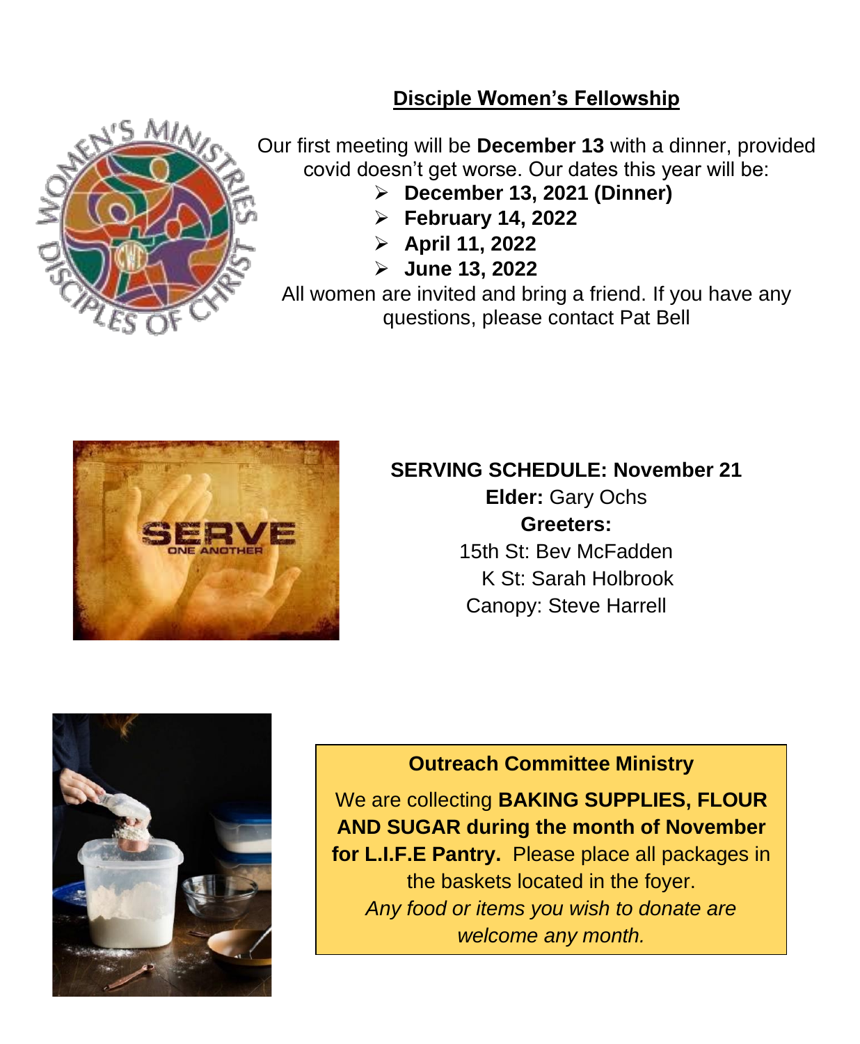## Disciple Women's Fellowship

Our first meeting will be **December 13** with a dinner, provided covid doesn't get worse. Our dates this year will be:

- **December 13, 2021 (Dinner)**
- **February 14, 2022**
- **April 11, 2022**
- **June 13, 2022**

All women are invited and bring a friend. If you have any questions, please contact Pat Bell

**SERVING SCHEDULE: November 21**

**Elder:** Gary Ochs

**Greeters:**

15th St: Bev McFadden

K St: Sarah Holbrook

Canopy: Steve Harrell

**Outreach Committee Ministry**

We are collecting **BAKING SUPPLIES, FLOUR AND SUGAR during the month of November for L.I.F.E Pantry.** Please place all packages in the baskets located in the foyer.

*Any food or items you wish to donate are welcome any month.*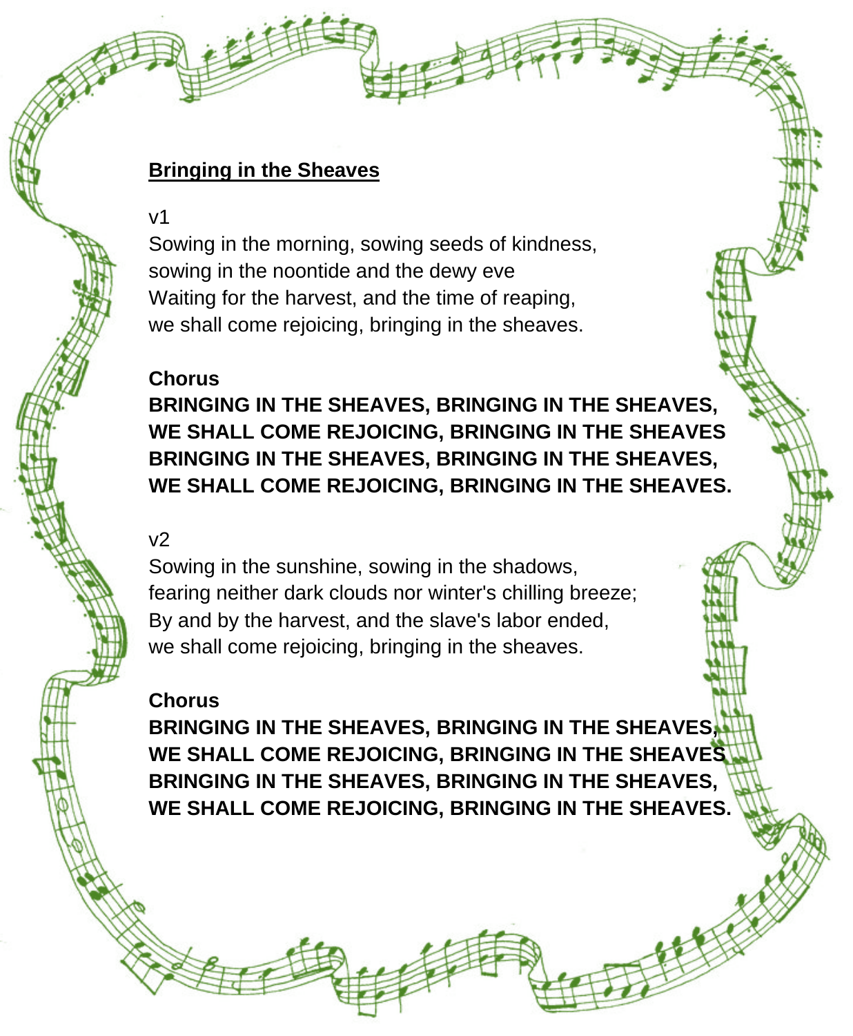**Bringing in the Sheaves**

v1

Sowing in the morning, sowing seeds of kindness,
sowing in the noontide and the dewy eve
Waiting for the harvest, and the time of reaping,
we shall come rejoicing, bringing in the sheaves.

**Chorus**

**BRINGING IN THE SHEAVES, BRINGING IN THE SHEAVES,**
**WE SHALL COME REJOICING, BRINGING IN THE SHEAVES**
**BRINGING IN THE SHEAVES, BRINGING IN THE SHEAVES,**
**WE SHALL COME REJOICING, BRINGING IN THE SHEAVES.**

v2

Sowing in the sunshine, sowing in the shadows,
fearing neither dark clouds nor winter's chilling breeze;
By and by the harvest, and the slave's labor ended,
we shall come rejoicing, bringing in the sheaves.

**Chorus**

**BRINGING IN THE SHEAVES, BRINGING IN THE SHEAVES,**
**WE SHALL COME REJOICING, BRINGING IN THE SHEAVES**
**BRINGING IN THE SHEAVES, BRINGING IN THE SHEAVES,**
**WE SHALL COME REJOICING, BRINGING IN THE SHEAVES.**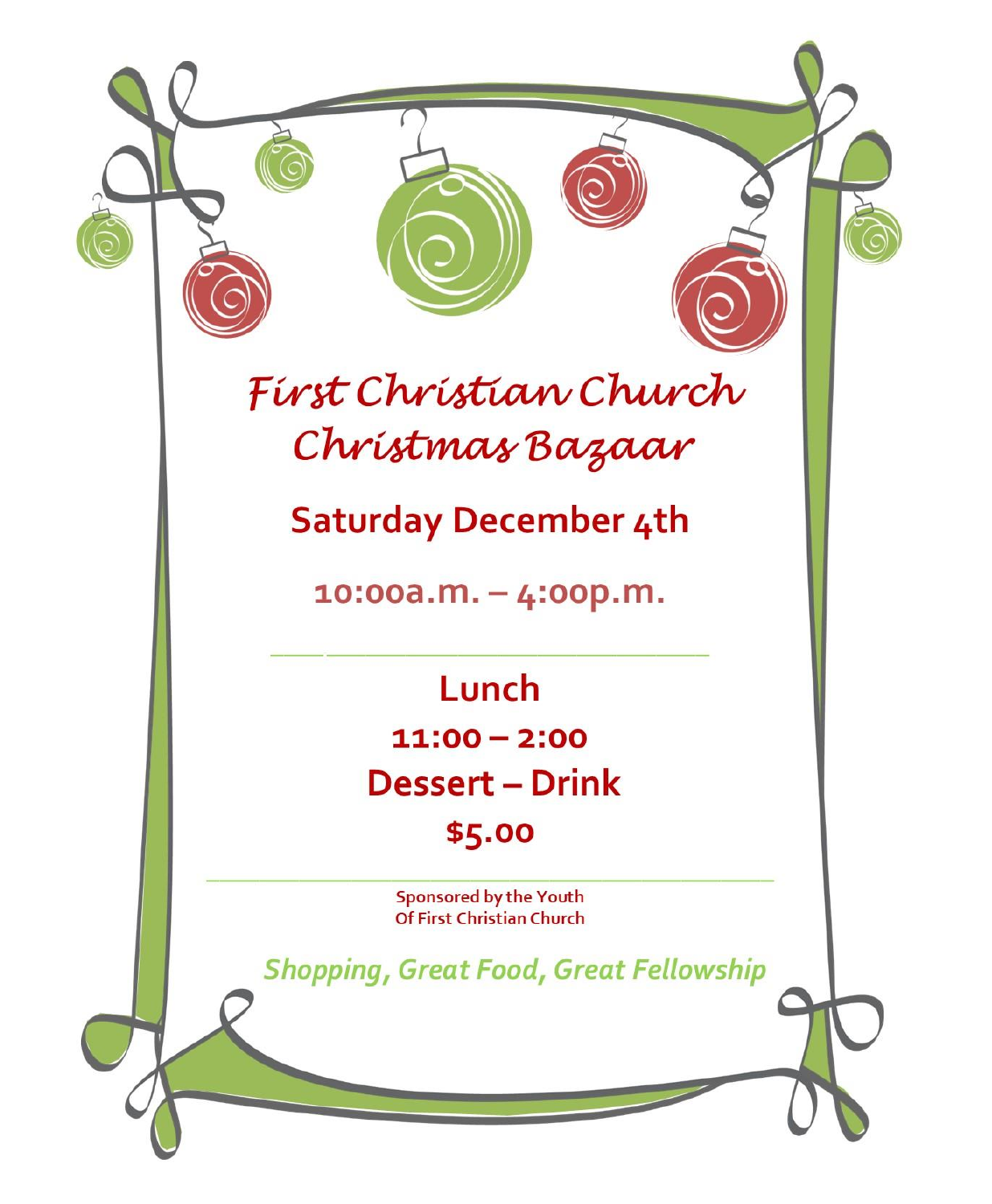# First Christian Church Christmas Bazaar

## Saturday December 4th

## 10:00a.m. – 4:00p.m.

---

## Lunch

**11:00 – 2:00**

## Dessert – Drink

**$5.00**

---

**Sponsored by the Youth Of First Christian Church**

*Shopping, Great Food, Great Fellowship*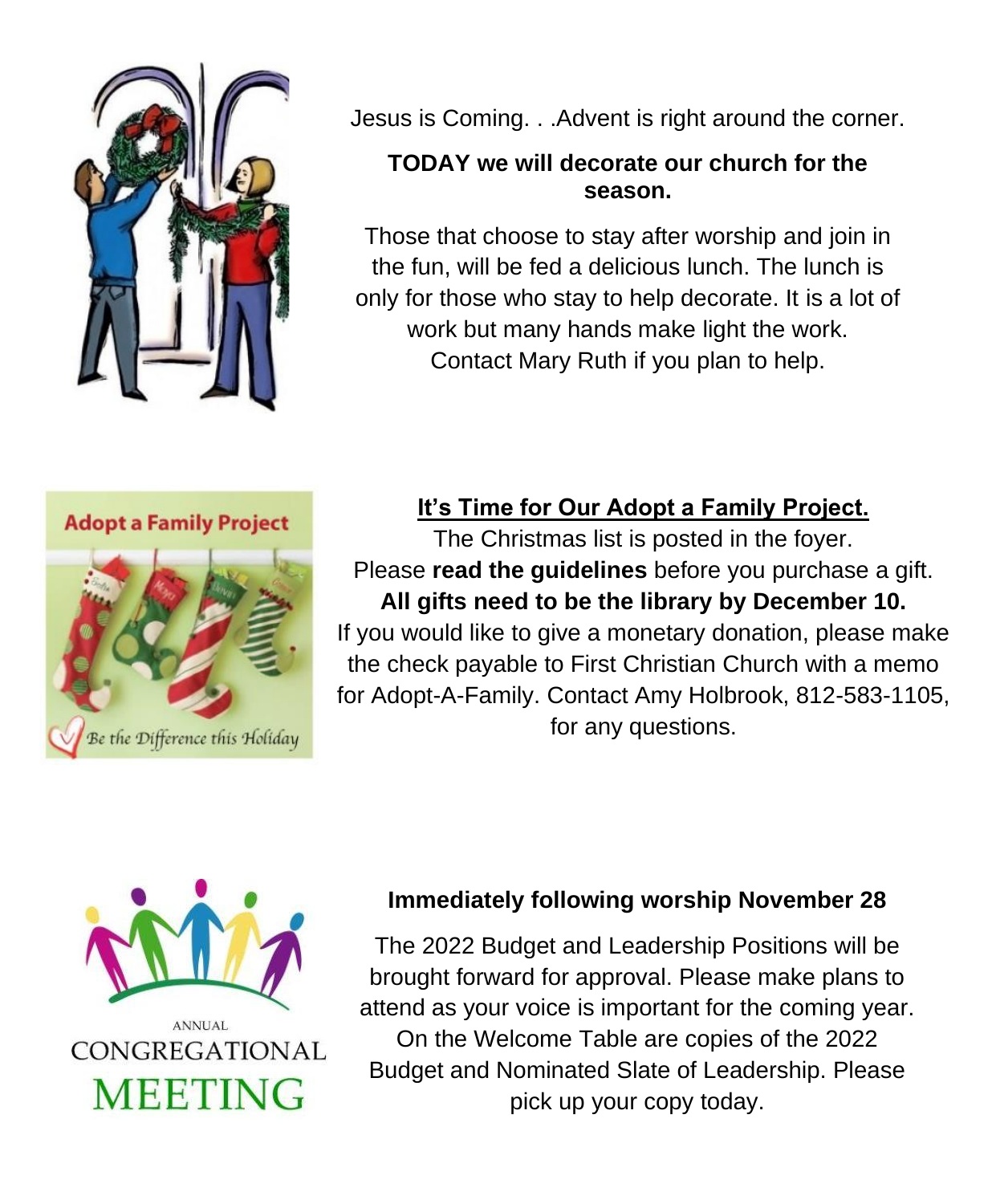Jesus is Coming. . .Advent is right around the corner.

**TODAY we will decorate our church for the season.**

Those that choose to stay after worship and join in the fun, will be fed a delicious lunch. The lunch is only for those who stay to help decorate. It is a lot of work but many hands make light the work. Contact Mary Ruth if you plan to help.

Adopt a Family Project

Be the Difference this Holiday

**It's Time for Our Adopt a Family Project.**

The Christmas list is posted in the foyer.
Please **read the guidelines** before you purchase a gift.
**All gifts need to be the library by December 10.**
If you would like to give a monetary donation, please make the check payable to First Christian Church with a memo for Adopt-A-Family. Contact Amy Holbrook, 812-583-1105, for any questions.

ANNUAL CONGREGATIONAL MEETING

**Immediately following worship November 28**

The 2022 Budget and Leadership Positions will be brought forward for approval. Please make plans to attend as your voice is important for the coming year. On the Welcome Table are copies of the 2022 Budget and Nominated Slate of Leadership. Please pick up your copy today.